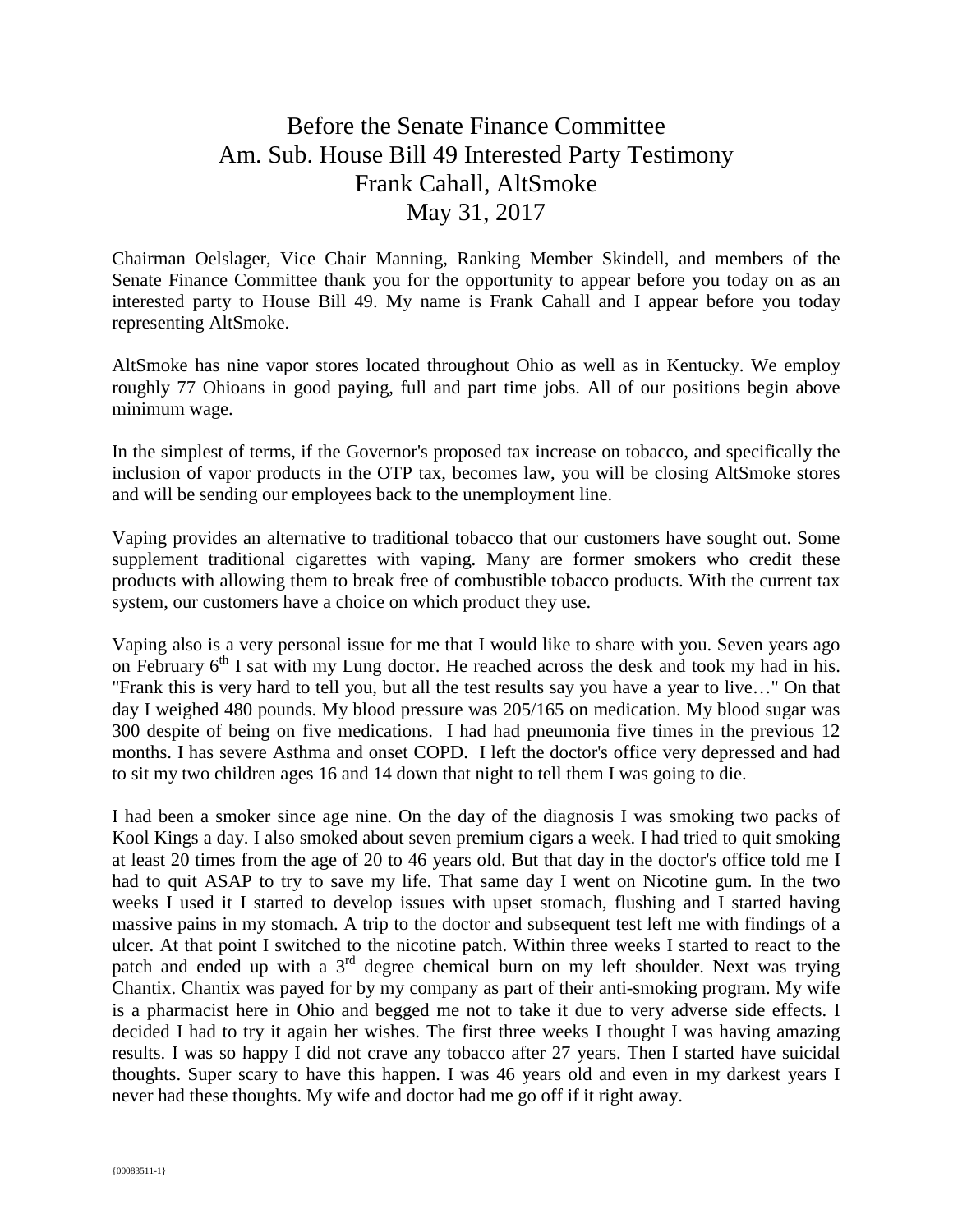# Before the Senate Finance Committee
# Am. Sub. House Bill 49 Interested Party Testimony
# Frank Cahall, AltSmoke
# May 31, 2017

Chairman Oelslager, Vice Chair Manning, Ranking Member Skindell, and members of the Senate Finance Committee thank you for the opportunity to appear before you today on as an interested party to House Bill 49. My name is Frank Cahall and I appear before you today representing AltSmoke.

AltSmoke has nine vapor stores located throughout Ohio as well as in Kentucky. We employ roughly 77 Ohioans in good paying, full and part time jobs. All of our positions begin above minimum wage.

In the simplest of terms, if the Governor's proposed tax increase on tobacco, and specifically the inclusion of vapor products in the OTP tax, becomes law, you will be closing AltSmoke stores and will be sending our employees back to the unemployment line.

Vaping provides an alternative to traditional tobacco that our customers have sought out. Some supplement traditional cigarettes with vaping. Many are former smokers who credit these products with allowing them to break free of combustible tobacco products. With the current tax system, our customers have a choice on which product they use.

Vaping also is a very personal issue for me that I would like to share with you. Seven years ago on February 6th I sat with my Lung doctor. He reached across the desk and took my had in his. "Frank this is very hard to tell you, but all the test results say you have a year to live…" On that day I weighed 480 pounds. My blood pressure was 205/165 on medication. My blood sugar was 300 despite of being on five medications. I had had pneumonia five times in the previous 12 months. I has severe Asthma and onset COPD. I left the doctor's office very depressed and had to sit my two children ages 16 and 14 down that night to tell them I was going to die.

I had been a smoker since age nine. On the day of the diagnosis I was smoking two packs of Kool Kings a day. I also smoked about seven premium cigars a week. I had tried to quit smoking at least 20 times from the age of 20 to 46 years old. But that day in the doctor's office told me I had to quit ASAP to try to save my life. That same day I went on Nicotine gum. In the two weeks I used it I started to develop issues with upset stomach, flushing and I started having massive pains in my stomach. A trip to the doctor and subsequent test left me with findings of a ulcer. At that point I switched to the nicotine patch. Within three weeks I started to react to the patch and ended up with a 3rd degree chemical burn on my left shoulder. Next was trying Chantix. Chantix was payed for by my company as part of their anti-smoking program. My wife is a pharmacist here in Ohio and begged me not to take it due to very adverse side effects. I decided I had to try it again her wishes. The first three weeks I thought I was having amazing results. I was so happy I did not crave any tobacco after 27 years. Then I started have suicidal thoughts. Super scary to have this happen. I was 46 years old and even in my darkest years I never had these thoughts. My wife and doctor had me go off if it right away.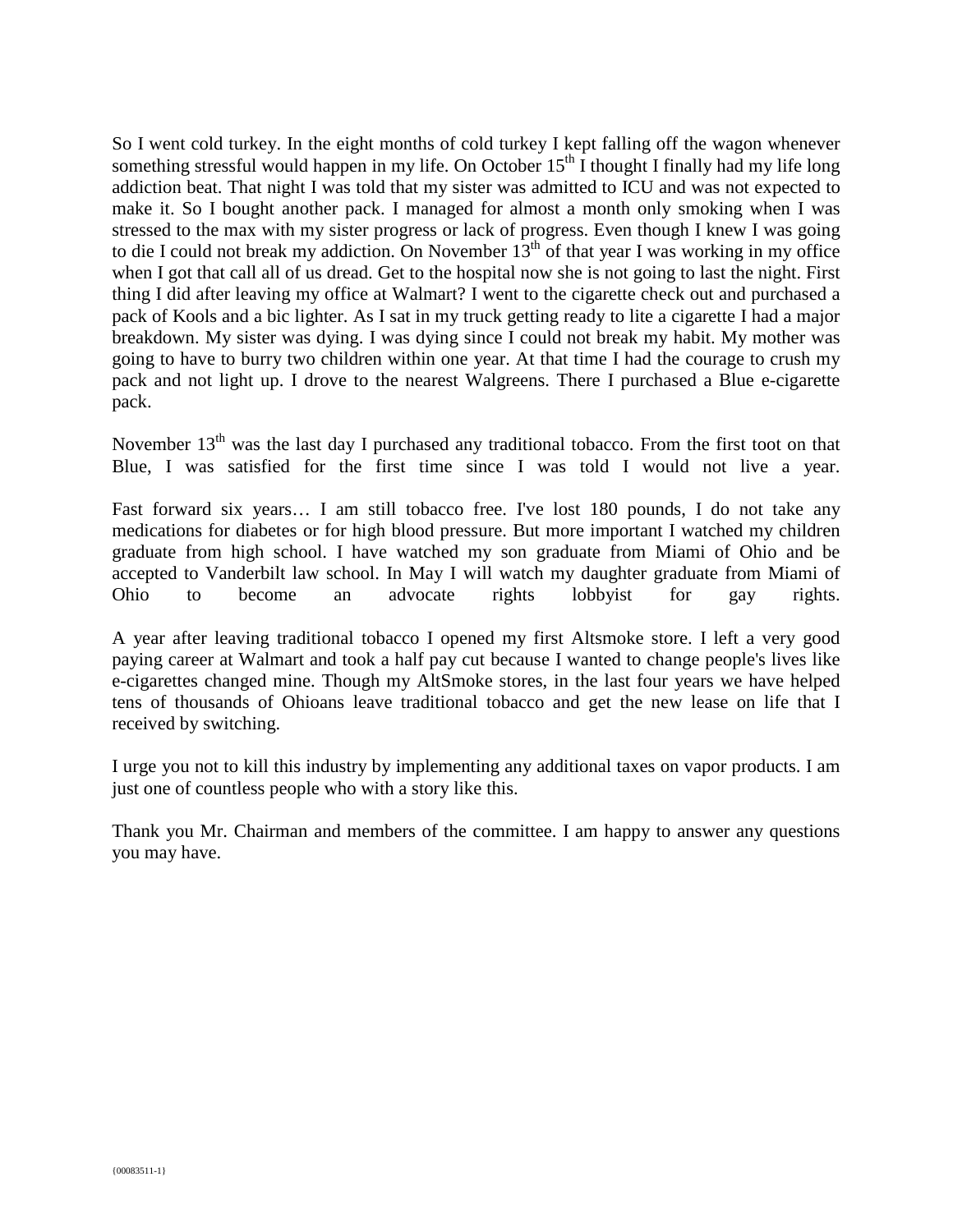So I went cold turkey. In the eight months of cold turkey I kept falling off the wagon whenever something stressful would happen in my life. On October 15th I thought I finally had my life long addiction beat. That night I was told that my sister was admitted to ICU and was not expected to make it. So I bought another pack. I managed for almost a month only smoking when I was stressed to the max with my sister progress or lack of progress. Even though I knew I was going to die I could not break my addiction. On November 13th of that year I was working in my office when I got that call all of us dread. Get to the hospital now she is not going to last the night. First thing I did after leaving my office at Walmart? I went to the cigarette check out and purchased a pack of Kools and a bic lighter. As I sat in my truck getting ready to lite a cigarette I had a major breakdown. My sister was dying. I was dying since I could not break my habit. My mother was going to have to burry two children within one year. At that time I had the courage to crush my pack and not light up. I drove to the nearest Walgreens. There I purchased a Blue e-cigarette pack.

November 13th was the last day I purchased any traditional tobacco. From the first toot on that Blue, I was satisfied for the first time since I was told I would not live a year.

Fast forward six years… I am still tobacco free. I've lost 180 pounds, I do not take any medications for diabetes or for high blood pressure. But more important I watched my children graduate from high school. I have watched my son graduate from Miami of Ohio and be accepted to Vanderbilt law school. In May I will watch my daughter graduate from Miami of Ohio to become an advocate rights lobbyist for gay rights.

A year after leaving traditional tobacco I opened my first Altsmoke store. I left a very good paying career at Walmart and took a half pay cut because I wanted to change people's lives like e-cigarettes changed mine. Though my AltSmoke stores, in the last four years we have helped tens of thousands of Ohioans leave traditional tobacco and get the new lease on life that I received by switching.

I urge you not to kill this industry by implementing any additional taxes on vapor products. I am just one of countless people who with a story like this.

Thank you Mr. Chairman and members of the committee. I am happy to answer any questions you may have.